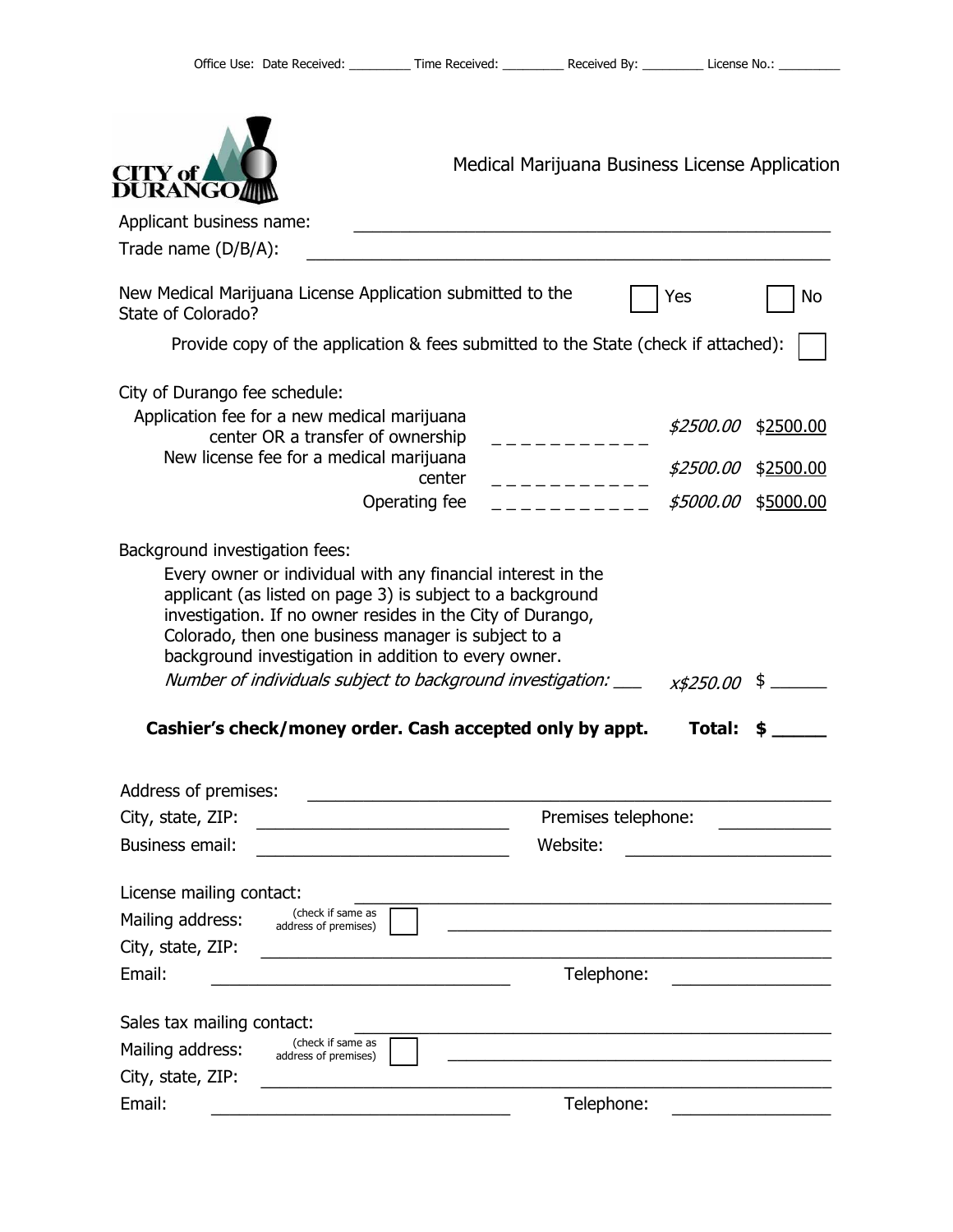Office Use: Date Received: _________ Time Received: _________ Received By: _________ License No.: _________

CITY of DURANGO

# Medical Marijuana Business License Application

Applicant business name: ______________________________________________

Trade name (D/B/A): ______________________________________________

New Medical Marijuana License Application submitted to the State of Colorado? ☐ Yes ☐ No

Provide copy of the application & fees submitted to the State (check if attached): ☐

City of Durango fee schedule:

| | | | |
|---|---|---|---|
| Application fee for a new medical marijuana center OR a transfer of ownership | _ _ _ _ _ _ _ _ _ _ _ | *$2500.00* | $2500.00 |
| New license fee for a medical marijuana center | _ _ _ _ _ _ _ _ _ _ _ | *$2500.00* | $2500.00 |
| Operating fee | _ _ _ _ _ _ _ _ _ _ _ | *$5000.00* | $5000.00 |

Background investigation fees:

Every owner or individual with any financial interest in the applicant (as listed on page 3) is subject to a background investigation. If no owner resides in the City of Durango, Colorado, then one business manager is subject to a background investigation in addition to every owner.

*Number of individuals subject to background investigation:* ___ *x$250.00* $ ______

**Cashier's check/money order. Cash accepted only by appt. Total: $ _____**

Address of premises: ______________________________________________

City, state, ZIP: __________________________ Premises telephone: ____________

Business email: __________________________ Website: ______________________

License mailing contact: ______________________________________________

Mailing address: (check if same as address of premises) ☐ ______________________________________________

City, state, ZIP: ______________________________________________

Email: ______________________________ Telephone: ________________

Sales tax mailing contact: ______________________________________________

Mailing address: (check if same as address of premises) ☐ ______________________________________________

City, state, ZIP: ______________________________________________

Email: ______________________________ Telephone: ________________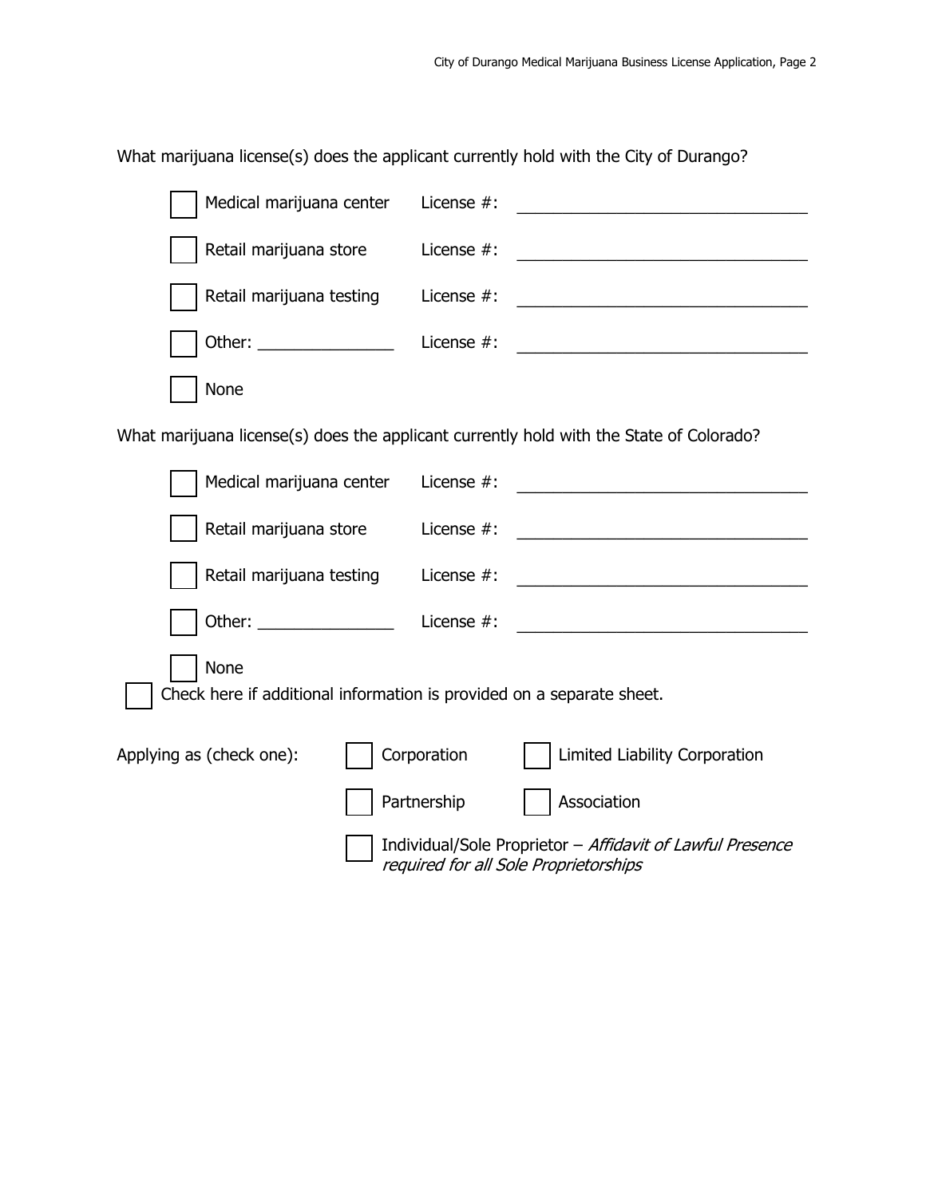What marijuana license(s) does the applicant currently hold with the City of Durango?

- [ ] Medical marijuana center  License #: ________________________________
- [ ] Retail marijuana store  License #: ________________________________
- [ ] Retail marijuana testing  License #: ________________________________
- [ ] Other: _______________  License #: ________________________________
- [ ] None

What marijuana license(s) does the applicant currently hold with the State of Colorado?

- [ ] Medical marijuana center  License #: ________________________________
- [ ] Retail marijuana store  License #: ________________________________
- [ ] Retail marijuana testing  License #: ________________________________
- [ ] Other: _______________  License #: ________________________________
- [ ] None

- [ ] Check here if additional information is provided on a separate sheet.

Applying as (check one):

- [ ] Corporation
- [ ] Limited Liability Corporation
- [ ] Partnership
- [ ] Association
- [ ] Individual/Sole Proprietor – *Affidavit of Lawful Presence required for all Sole Proprietorships*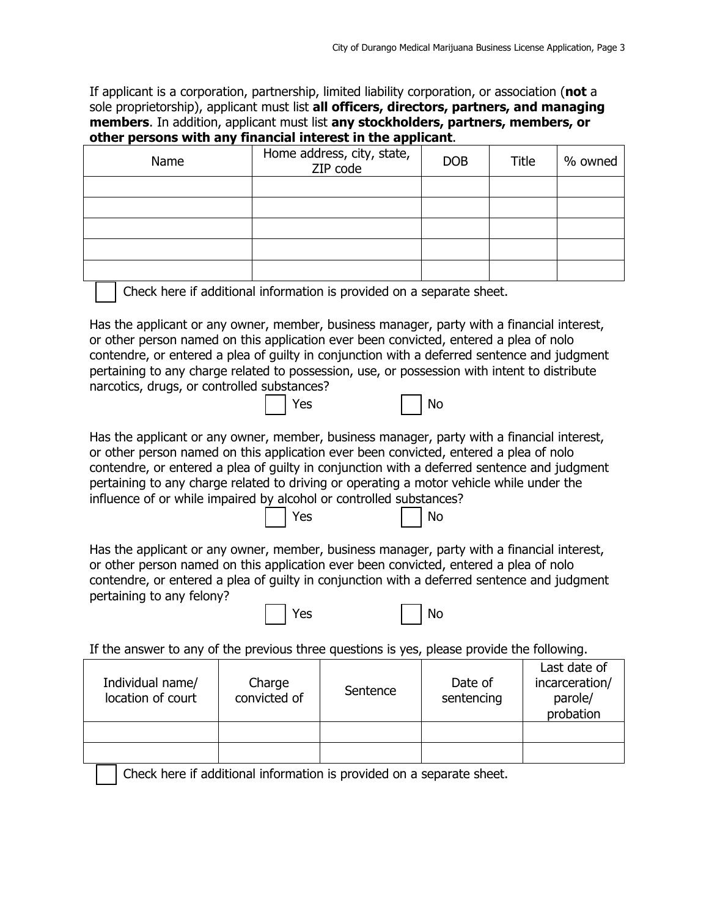If applicant is a corporation, partnership, limited liability corporation, or association (**not** a sole proprietorship), applicant must list **all officers, directors, partners, and managing members**. In addition, applicant must list **any stockholders, partners, members, or other persons with any financial interest in the applicant**.

| Name | Home address, city, state, ZIP code | DOB | Title | % owned |
|---|---|---|---|---|
| | | | | |
| | | | | |
| | | | | |
| | | | | |
| | | | | |

☐ Check here if additional information is provided on a separate sheet.

Has the applicant or any owner, member, business manager, party with a financial interest, or other person named on this application ever been convicted, entered a plea of nolo contendre, or entered a plea of guilty in conjunction with a deferred sentence and judgment pertaining to any charge related to possession, use, or possession with intent to distribute narcotics, drugs, or controlled substances?

☐ Yes ☐ No

Has the applicant or any owner, member, business manager, party with a financial interest, or other person named on this application ever been convicted, entered a plea of nolo contendre, or entered a plea of guilty in conjunction with a deferred sentence and judgment pertaining to any charge related to driving or operating a motor vehicle while under the influence of or while impaired by alcohol or controlled substances?

☐ Yes ☐ No

Has the applicant or any owner, member, business manager, party with a financial interest, or other person named on this application ever been convicted, entered a plea of nolo contendre, or entered a plea of guilty in conjunction with a deferred sentence and judgment pertaining to any felony?

☐ Yes ☐ No

If the answer to any of the previous three questions is yes, please provide the following.

| Individual name/ location of court | Charge convicted of | Sentence | Date of sentencing | Last date of incarceration/ parole/ probation |
|---|---|---|---|---|
| | | | | |
| | | | | |

☐ Check here if additional information is provided on a separate sheet.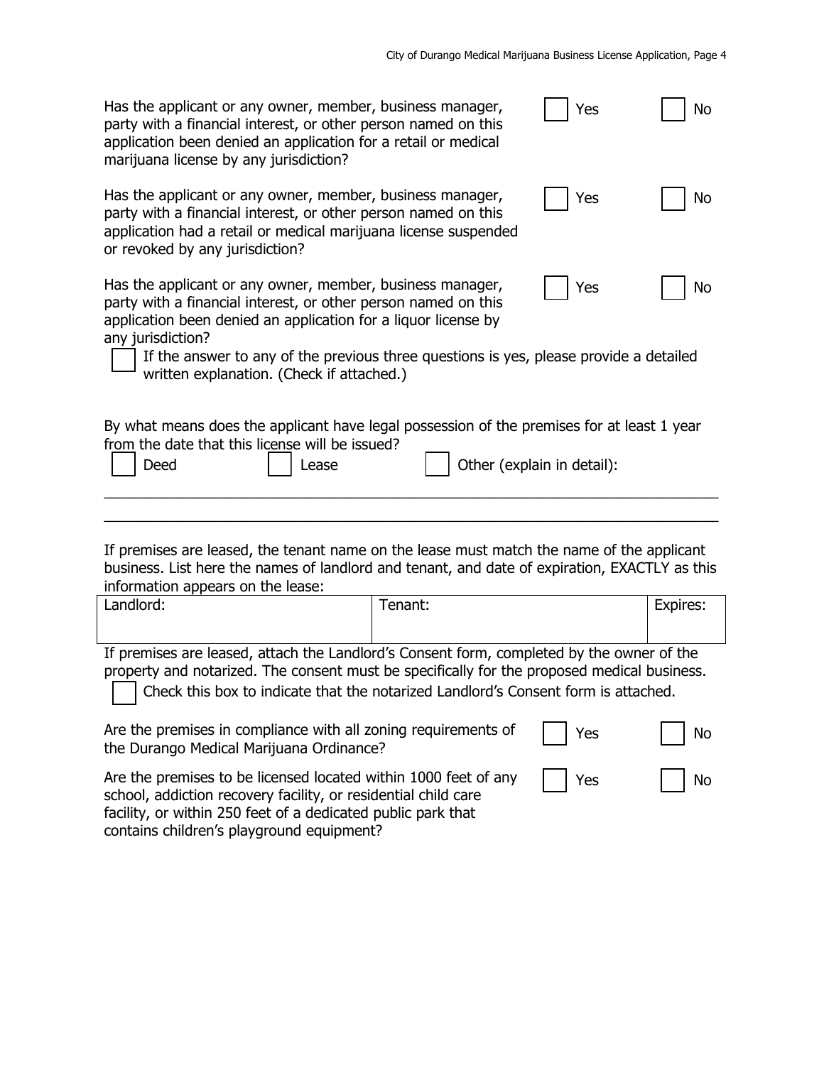Has the applicant or any owner, member, business manager, party with a financial interest, or other person named on this application been denied an application for a retail or medical marijuana license by any jurisdiction?

☐ Yes ☐ No

Has the applicant or any owner, member, business manager, party with a financial interest, or other person named on this application had a retail or medical marijuana license suspended or revoked by any jurisdiction?

☐ Yes ☐ No

Has the applicant or any owner, member, business manager, party with a financial interest, or other person named on this application been denied an application for a liquor license by any jurisdiction?

☐ Yes ☐ No

☐ If the answer to any of the previous three questions is yes, please provide a detailed written explanation. (Check if attached.)

By what means does the applicant have legal possession of the premises for at least 1 year from the date that this license will be issued?

☐ Deed ☐ Lease ☐ Other (explain in detail):

\_\_\_\_\_\_\_\_\_\_\_\_\_\_\_\_\_\_\_\_\_\_\_\_\_\_\_\_\_\_\_\_\_\_\_\_\_\_\_\_\_\_\_\_\_\_\_\_\_\_\_\_\_\_\_\_\_\_\_\_\_\_\_\_\_\_\_\_\_\_\_\_

\_\_\_\_\_\_\_\_\_\_\_\_\_\_\_\_\_\_\_\_\_\_\_\_\_\_\_\_\_\_\_\_\_\_\_\_\_\_\_\_\_\_\_\_\_\_\_\_\_\_\_\_\_\_\_\_\_\_\_\_\_\_\_\_\_\_\_\_\_\_\_\_

If premises are leased, the tenant name on the lease must match the name of the applicant business. List here the names of landlord and tenant, and date of expiration, EXACTLY as this information appears on the lease:

| Landlord: | Tenant: | Expires: |
|---|---|---|
| | | |

If premises are leased, attach the Landlord's Consent form, completed by the owner of the property and notarized. The consent must be specifically for the proposed medical business.

☐ Check this box to indicate that the notarized Landlord's Consent form is attached.

Are the premises in compliance with all zoning requirements of the Durango Medical Marijuana Ordinance?

☐ Yes ☐ No

Are the premises to be licensed located within 1000 feet of any school, addiction recovery facility, or residential child care facility, or within 250 feet of a dedicated public park that contains children's playground equipment?

☐ Yes ☐ No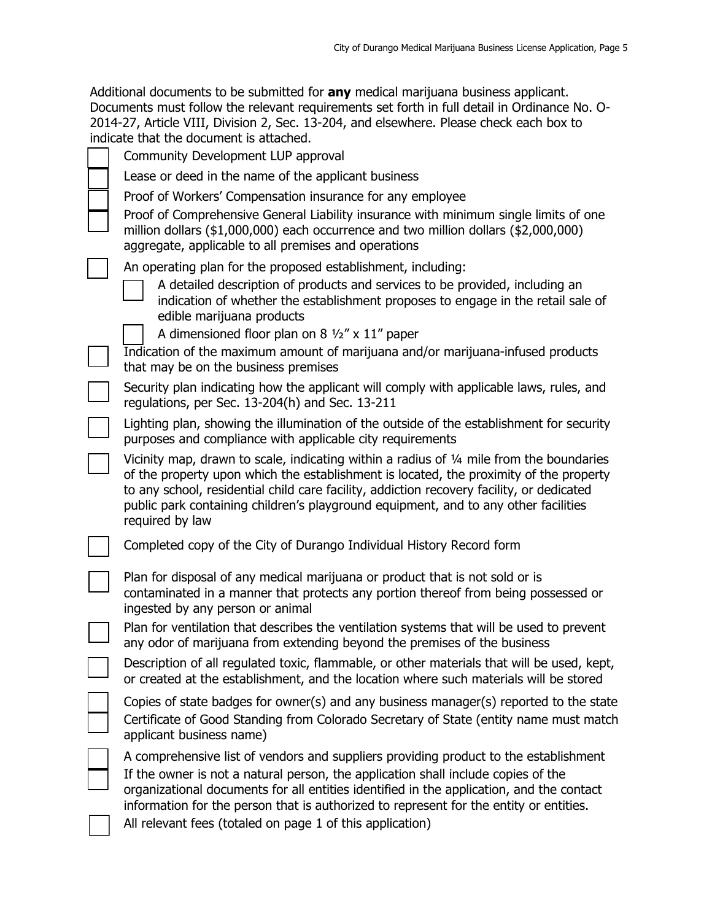Additional documents to be submitted for **any** medical marijuana business applicant. Documents must follow the relevant requirements set forth in full detail in Ordinance No. O-2014-27, Article VIII, Division 2, Sec. 13-204, and elsewhere. Please check each box to indicate that the document is attached.

- [ ] Community Development LUP approval
- [ ] Lease or deed in the name of the applicant business
- [ ] Proof of Workers' Compensation insurance for any employee
- [ ] Proof of Comprehensive General Liability insurance with minimum single limits of one million dollars ($1,000,000) each occurrence and two million dollars ($2,000,000) aggregate, applicable to all premises and operations
- [ ] An operating plan for the proposed establishment, including:
  - [ ] A detailed description of products and services to be provided, including an indication of whether the establishment proposes to engage in the retail sale of edible marijuana products
  - [ ] A dimensioned floor plan on 8 ½" x 11" paper
- [ ] Indication of the maximum amount of marijuana and/or marijuana-infused products that may be on the business premises
- [ ] Security plan indicating how the applicant will comply with applicable laws, rules, and regulations, per Sec. 13-204(h) and Sec. 13-211
- [ ] Lighting plan, showing the illumination of the outside of the establishment for security purposes and compliance with applicable city requirements
- [ ] Vicinity map, drawn to scale, indicating within a radius of ¼ mile from the boundaries of the property upon which the establishment is located, the proximity of the property to any school, residential child care facility, addiction recovery facility, or dedicated public park containing children's playground equipment, and to any other facilities required by law
- [ ] Completed copy of the City of Durango Individual History Record form
- [ ] Plan for disposal of any medical marijuana or product that is not sold or is contaminated in a manner that protects any portion thereof from being possessed or ingested by any person or animal
- [ ] Plan for ventilation that describes the ventilation systems that will be used to prevent any odor of marijuana from extending beyond the premises of the business
- [ ] Description of all regulated toxic, flammable, or other materials that will be used, kept, or created at the establishment, and the location where such materials will be stored
- [ ] Copies of state badges for owner(s) and any business manager(s) reported to the state
- [ ] Certificate of Good Standing from Colorado Secretary of State (entity name must match applicant business name)
- [ ] A comprehensive list of vendors and suppliers providing product to the establishment
- [ ] If the owner is not a natural person, the application shall include copies of the organizational documents for all entities identified in the application, and the contact information for the person that is authorized to represent for the entity or entities.
- [ ] All relevant fees (totaled on page 1 of this application)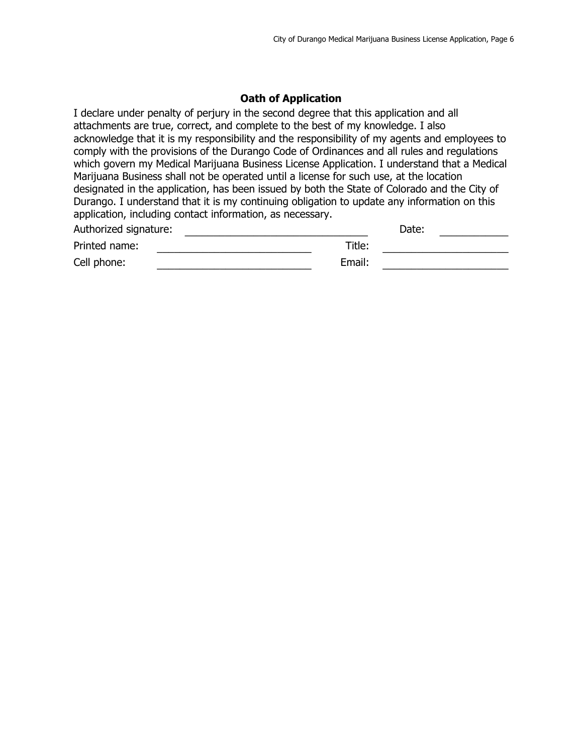### Oath of Application

I declare under penalty of perjury in the second degree that this application and all attachments are true, correct, and complete to the best of my knowledge. I also acknowledge that it is my responsibility and the responsibility of my agents and employees to comply with the provisions of the Durango Code of Ordinances and all rules and regulations which govern my Medical Marijuana Business License Application. I understand that a Medical Marijuana Business shall not be operated until a license for such use, at the location designated in the application, has been issued by both the State of Colorado and the City of Durango. I understand that it is my continuing obligation to update any information on this application, including contact information, as necessary.

Authorized signature: ________________________________ Date: ____________

Printed name: ___________________________ Title: ______________________

Cell phone: ___________________________ Email: ______________________